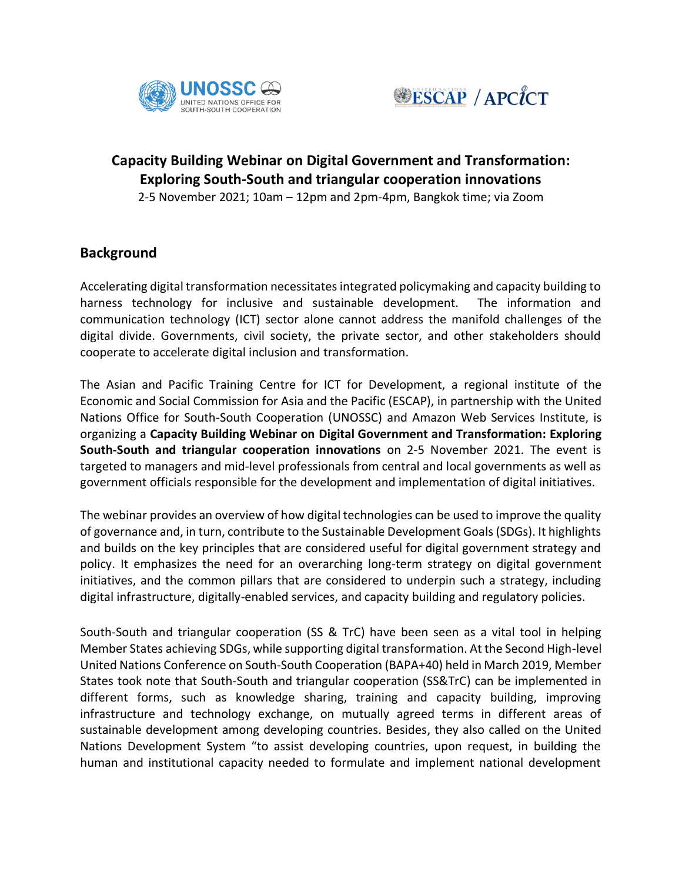# Capacity Building Webinar on Digital Government and Transformation: Exploring South-South and triangular cooperation innovations

2-5 November 2021; 10am – 12pm and 2pm-4pm, Bangkok time; via Zoom

## Background

Accelerating digital transformation necessitates integrated policymaking and capacity building to harness technology for inclusive and sustainable development. The information and communication technology (ICT) sector alone cannot address the manifold challenges of the digital divide. Governments, civil society, the private sector, and other stakeholders should cooperate to accelerate digital inclusion and transformation.

The Asian and Pacific Training Centre for ICT for Development, a regional institute of the Economic and Social Commission for Asia and the Pacific (ESCAP), in partnership with the United Nations Office for South-South Cooperation (UNOSSC) and Amazon Web Services Institute, is organizing a **Capacity Building Webinar on Digital Government and Transformation: Exploring South-South and triangular cooperation innovations** on 2-5 November 2021. The event is targeted to managers and mid-level professionals from central and local governments as well as government officials responsible for the development and implementation of digital initiatives.

The webinar provides an overview of how digital technologies can be used to improve the quality of governance and, in turn, contribute to the Sustainable Development Goals (SDGs). It highlights and builds on the key principles that are considered useful for digital government strategy and policy. It emphasizes the need for an overarching long-term strategy on digital government initiatives, and the common pillars that are considered to underpin such a strategy, including digital infrastructure, digitally-enabled services, and capacity building and regulatory policies.

South-South and triangular cooperation (SS & TrC) have been seen as a vital tool in helping Member States achieving SDGs, while supporting digital transformation. At the Second High-level United Nations Conference on South-South Cooperation (BAPA+40) held in March 2019, Member States took note that South-South and triangular cooperation (SS&TrC) can be implemented in different forms, such as knowledge sharing, training and capacity building, improving infrastructure and technology exchange, on mutually agreed terms in different areas of sustainable development among developing countries. Besides, they also called on the United Nations Development System "to assist developing countries, upon request, in building the human and institutional capacity needed to formulate and implement national development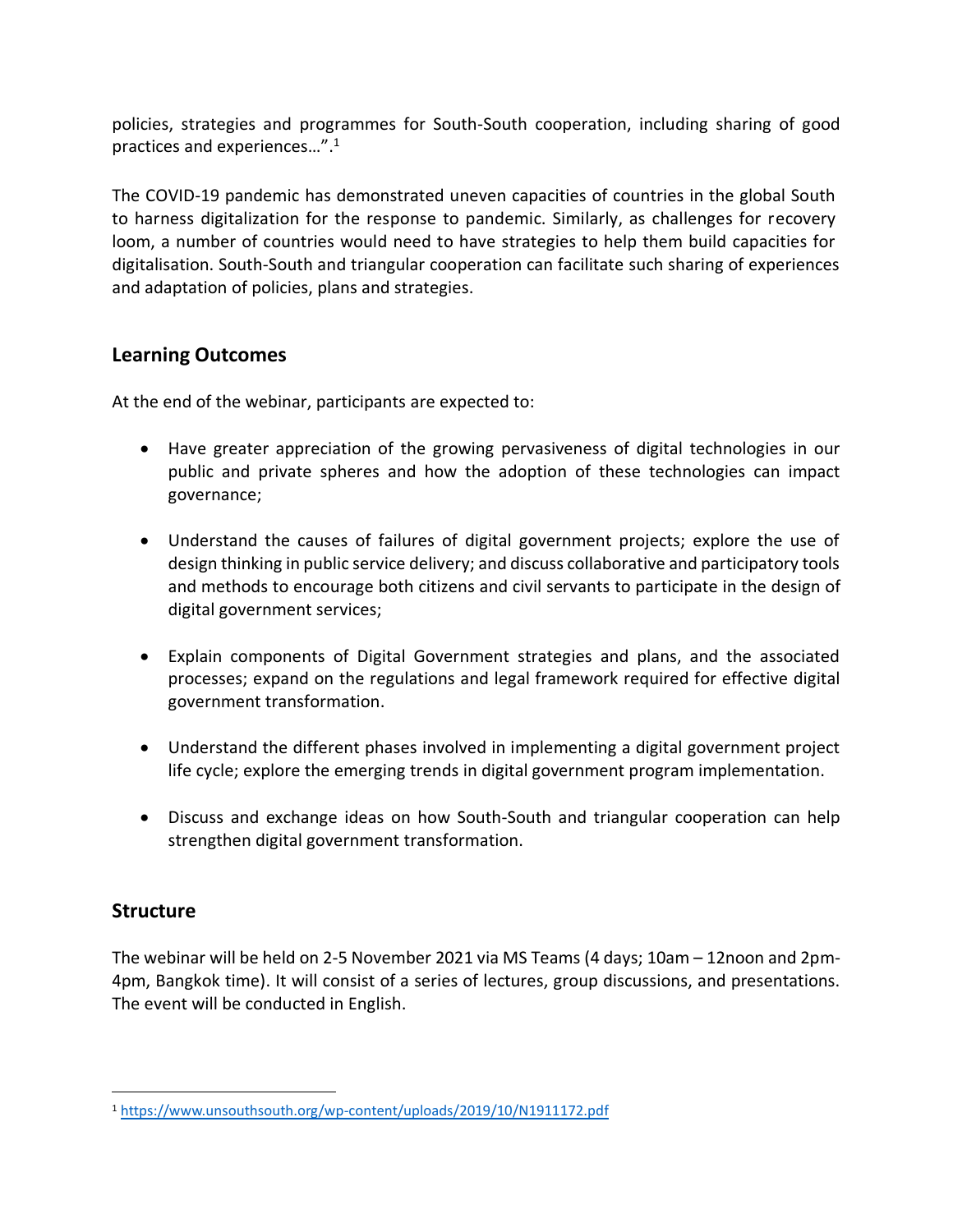policies, strategies and programmes for South-South cooperation, including sharing of good practices and experiences…”.[1]

The COVID-19 pandemic has demonstrated uneven capacities of countries in the global South to harness digitalization for the response to pandemic. Similarly, as challenges for recovery loom, a number of countries would need to have strategies to help them build capacities for digitalisation. South-South and triangular cooperation can facilitate such sharing of experiences and adaptation of policies, plans and strategies.

## Learning Outcomes

At the end of the webinar, participants are expected to:

- Have greater appreciation of the growing pervasiveness of digital technologies in our public and private spheres and how the adoption of these technologies can impact governance;
- Understand the causes of failures of digital government projects; explore the use of design thinking in public service delivery; and discuss collaborative and participatory tools and methods to encourage both citizens and civil servants to participate in the design of digital government services;
- Explain components of Digital Government strategies and plans, and the associated processes; expand on the regulations and legal framework required for effective digital government transformation.
- Understand the different phases involved in implementing a digital government project life cycle; explore the emerging trends in digital government program implementation.
- Discuss and exchange ideas on how South-South and triangular cooperation can help strengthen digital government transformation.

## Structure

The webinar will be held on 2-5 November 2021 via MS Teams (4 days; 10am – 12noon and 2pm-4pm, Bangkok time). It will consist of a series of lectures, group discussions, and presentations. The event will be conducted in English.

[1] https://www.unsouthsouth.org/wp-content/uploads/2019/10/N1911172.pdf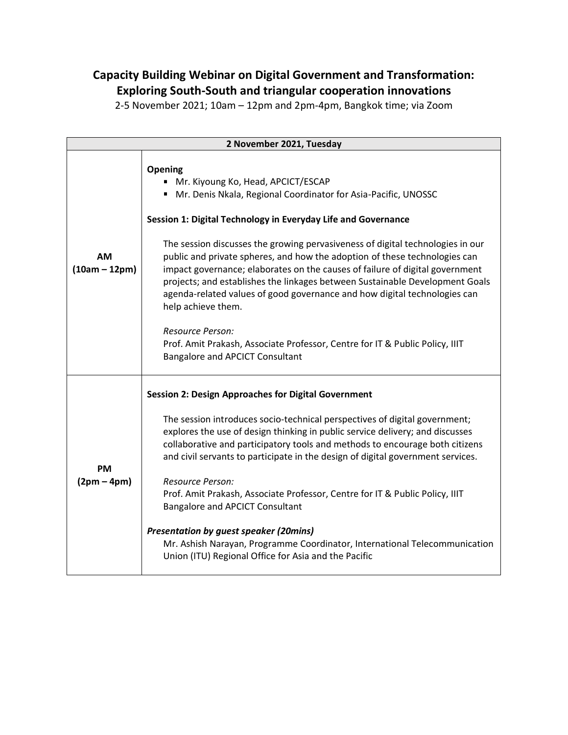# Capacity Building Webinar on Digital Government and Transformation: Exploring South-South and triangular cooperation innovations

2-5 November 2021; 10am – 12pm and 2pm-4pm, Bangkok time; via Zoom

| **2 November 2021, Tuesday** | |
|---|---|
| **AM (10am – 12pm)** | **Opening**<br>▪ Mr. Kiyoung Ko, Head, APCICT/ESCAP<br>▪ Mr. Denis Nkala, Regional Coordinator for Asia-Pacific, UNOSSC<br><br>**Session 1: Digital Technology in Everyday Life and Governance**<br><br>The session discusses the growing pervasiveness of digital technologies in our public and private spheres, and how the adoption of these technologies can impact governance; elaborates on the causes of failure of digital government projects; and establishes the linkages between Sustainable Development Goals agenda-related values of good governance and how digital technologies can help achieve them.<br><br>*Resource Person:*<br>Prof. Amit Prakash, Associate Professor, Centre for IT & Public Policy, IIIT Bangalore and APCICT Consultant |
| **PM (2pm – 4pm)** | **Session 2: Design Approaches for Digital Government**<br><br>The session introduces socio-technical perspectives of digital government; explores the use of design thinking in public service delivery; and discusses collaborative and participatory tools and methods to encourage both citizens and civil servants to participate in the design of digital government services.<br><br>*Resource Person:*<br>Prof. Amit Prakash, Associate Professor, Centre for IT & Public Policy, IIIT Bangalore and APCICT Consultant<br><br>***Presentation by guest speaker (20mins)***<br>Mr. Ashish Narayan, Programme Coordinator, International Telecommunication Union (ITU) Regional Office for Asia and the Pacific |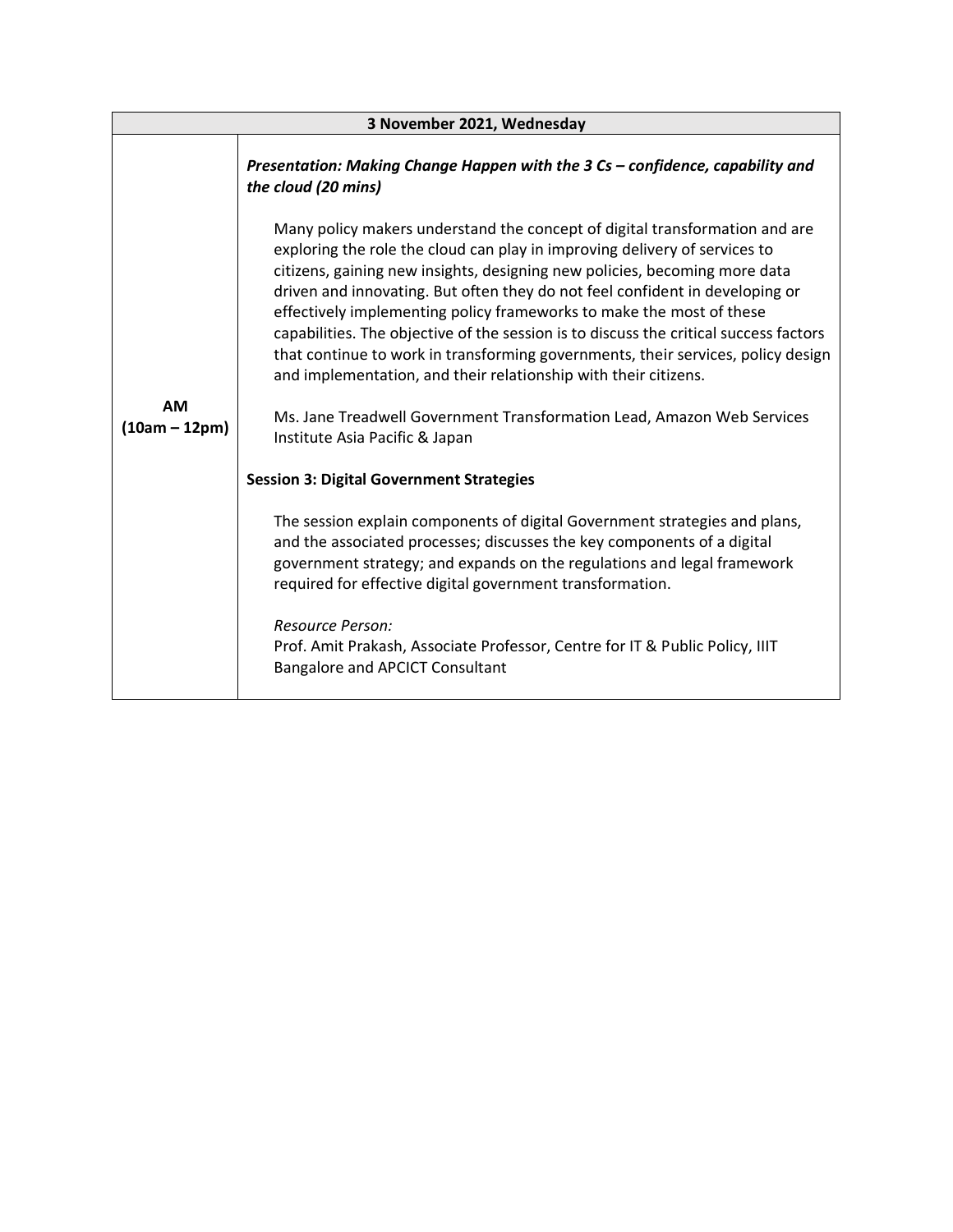| 3 November 2021, Wednesday | |
|---|---|
| **AM (10am – 12pm)** | ***Presentation: Making Change Happen with the 3 Cs – confidence, capability and the cloud (20 mins)***<br><br>Many policy makers understand the concept of digital transformation and are exploring the role the cloud can play in improving delivery of services to citizens, gaining new insights, designing new policies, becoming more data driven and innovating. But often they do not feel confident in developing or effectively implementing policy frameworks to make the most of these capabilities. The objective of the session is to discuss the critical success factors that continue to work in transforming governments, their services, policy design and implementation, and their relationship with their citizens.<br><br>Ms. Jane Treadwell Government Transformation Lead, Amazon Web Services Institute Asia Pacific & Japan<br><br>**Session 3: Digital Government Strategies**<br><br>The session explain components of digital Government strategies and plans, and the associated processes; discusses the key components of a digital government strategy; and expands on the regulations and legal framework required for effective digital government transformation.<br><br>*Resource Person:*<br>Prof. Amit Prakash, Associate Professor, Centre for IT & Public Policy, IIIT Bangalore and APCICT Consultant |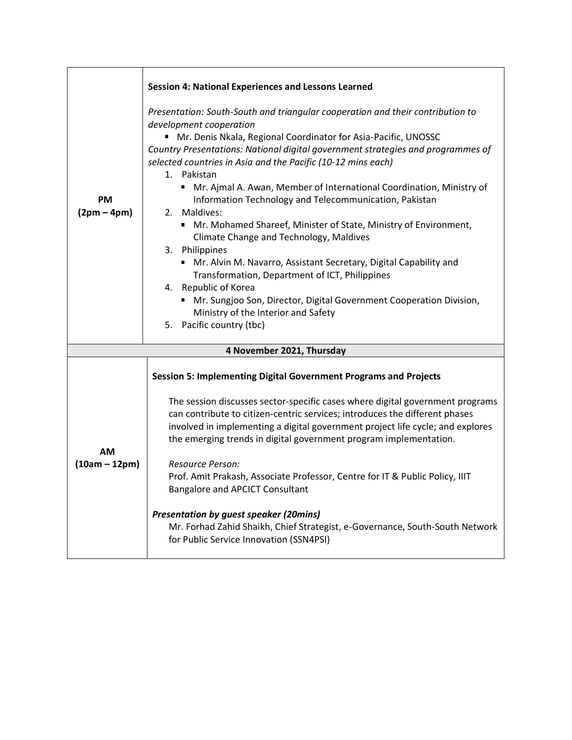| | |
|---|---|
| **PM (2pm – 4pm)** | **Session 4: National Experiences and Lessons Learned**<br><br>*Presentation: South-South and triangular cooperation and their contribution to development cooperation*<br>▪ Mr. Denis Nkala, Regional Coordinator for Asia-Pacific, UNOSSC<br>*Country Presentations: National digital government strategies and programmes of selected countries in Asia and the Pacific (10-12 mins each)*<br>1. Pakistan<br>▪ Mr. Ajmal A. Awan, Member of International Coordination, Ministry of Information Technology and Telecommunication, Pakistan<br>2. Maldives:<br>▪ Mr. Mohamed Shareef, Minister of State, Ministry of Environment, Climate Change and Technology, Maldives<br>3. Philippines<br>▪ Mr. Alvin M. Navarro, Assistant Secretary, Digital Capability and Transformation, Department of ICT, Philippines<br>4. Republic of Korea<br>▪ Mr. Sungjoo Son, Director, Digital Government Cooperation Division, Ministry of the Interior and Safety<br>5. Pacific country (tbc) |
| **4 November 2021, Thursday** | |
| **AM (10am – 12pm)** | **Session 5: Implementing Digital Government Programs and Projects**<br><br>The session discusses sector-specific cases where digital government programs can contribute to citizen-centric services; introduces the different phases involved in implementing a digital government project life cycle; and explores the emerging trends in digital government program implementation.<br><br>*Resource Person:*<br>Prof. Amit Prakash, Associate Professor, Centre for IT & Public Policy, IIIT Bangalore and APCICT Consultant<br><br>***Presentation by guest speaker (20mins)***<br>Mr. Forhad Zahid Shaikh, Chief Strategist, e-Governance, South-South Network for Public Service Innovation (SSN4PSI) |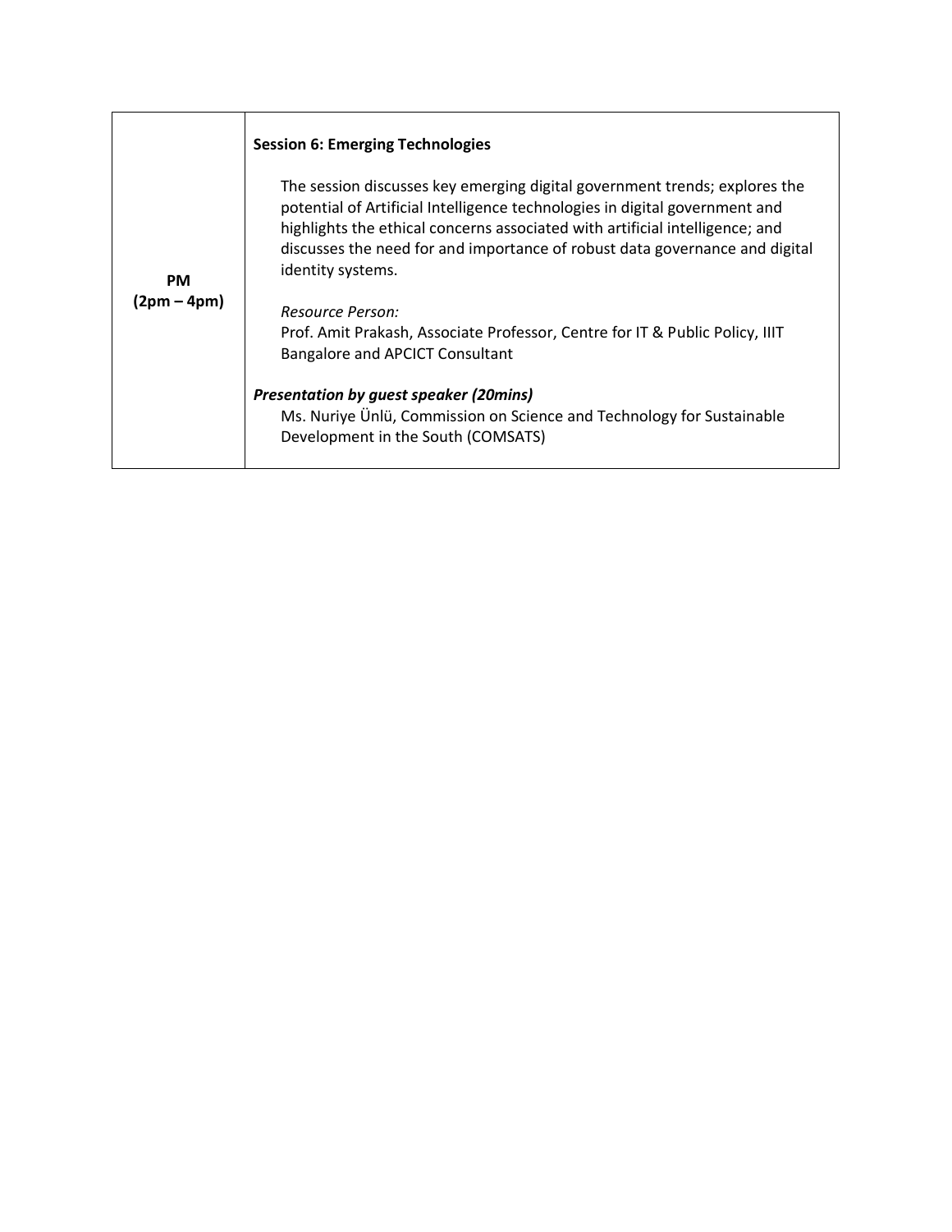| | |
|---|---|
| **PM (2pm – 4pm)** | **Session 6: Emerging Technologies**<br><br>The session discusses key emerging digital government trends; explores the potential of Artificial Intelligence technologies in digital government and highlights the ethical concerns associated with artificial intelligence; and discusses the need for and importance of robust data governance and digital identity systems.<br><br>*Resource Person:*<br>Prof. Amit Prakash, Associate Professor, Centre for IT & Public Policy, IIIT Bangalore and APCICT Consultant<br><br>***Presentation by guest speaker (20mins)***<br>Ms. Nuriye Ünlü, Commission on Science and Technology for Sustainable Development in the South (COMSATS) |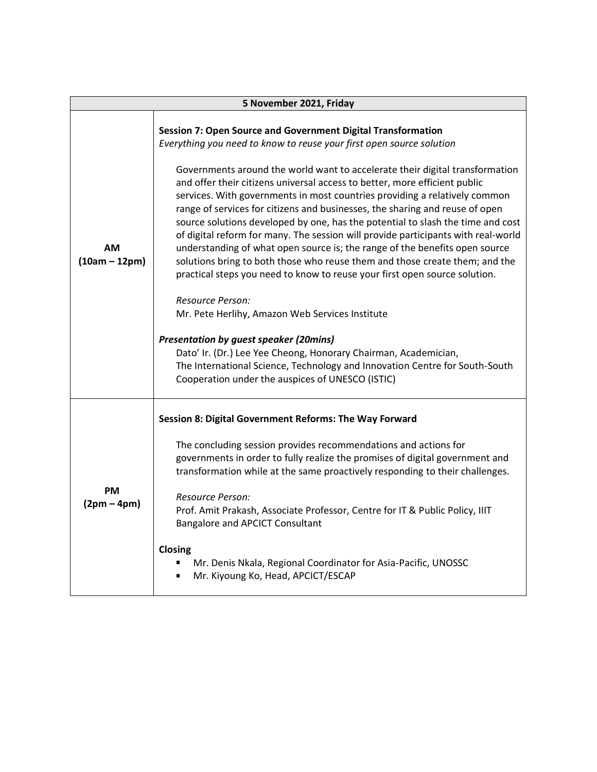| 5 November 2021, Friday | |
|---|---|
| **AM (10am – 12pm)** | **Session 7: Open Source and Government Digital Transformation**<br>*Everything you need to know to reuse your first open source solution*<br><br>Governments around the world want to accelerate their digital transformation and offer their citizens universal access to better, more efficient public services. With governments in most countries providing a relatively common range of services for citizens and businesses, the sharing and reuse of open source solutions developed by one, has the potential to slash the time and cost of digital reform for many. The session will provide participants with real-world understanding of what open source is; the range of the benefits open source solutions bring to both those who reuse them and those create them; and the practical steps you need to know to reuse your first open source solution.<br><br>*Resource Person:*<br>Mr. Pete Herlihy, Amazon Web Services Institute<br><br>***Presentation by guest speaker (20mins)***<br>Dato' Ir. (Dr.) Lee Yee Cheong, Honorary Chairman, Academician, The International Science, Technology and Innovation Centre for South-South Cooperation under the auspices of UNESCO (ISTIC) |
| **PM (2pm – 4pm)** | **Session 8: Digital Government Reforms: The Way Forward**<br><br>The concluding session provides recommendations and actions for governments in order to fully realize the promises of digital government and transformation while at the same proactively responding to their challenges.<br><br>*Resource Person:*<br>Prof. Amit Prakash, Associate Professor, Centre for IT & Public Policy, IIIT Bangalore and APCICT Consultant<br><br>**Closing**<br>▪ Mr. Denis Nkala, Regional Coordinator for Asia-Pacific, UNOSSC<br>▪ Mr. Kiyoung Ko, Head, APCICT/ESCAP |